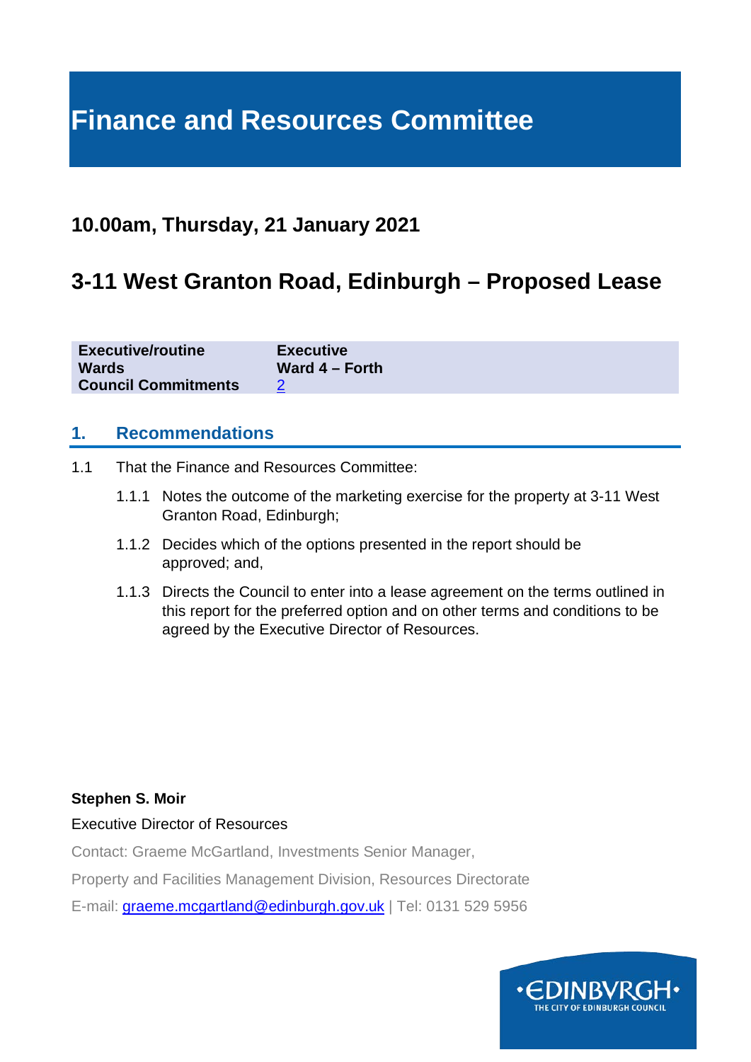# Finance and Resources Committee

## 10.00am, Thursday, 21 January 2021

## 3-11 West Granton Road, Edinburgh – Proposed Lease

| | |
|---|---|
| **Executive/routine** | **Executive** |
| **Wards** | **Ward 4 – Forth** |
| **Council Commitments** | 2 |

### 1. Recommendations

1.1 That the Finance and Resources Committee:

1.1.1 Notes the outcome of the marketing exercise for the property at 3-11 West Granton Road, Edinburgh;

1.1.2 Decides which of the options presented in the report should be approved; and,

1.1.3 Directs the Council to enter into a lease agreement on the terms outlined in this report for the preferred option and on other terms and conditions to be agreed by the Executive Director of Resources.

**Stephen S. Moir**

Executive Director of Resources

Contact: Graeme McGartland, Investments Senior Manager,

Property and Facilities Management Division, Resources Directorate

E-mail: graeme.mcgartland@edinburgh.gov.uk | Tel: 0131 529 5956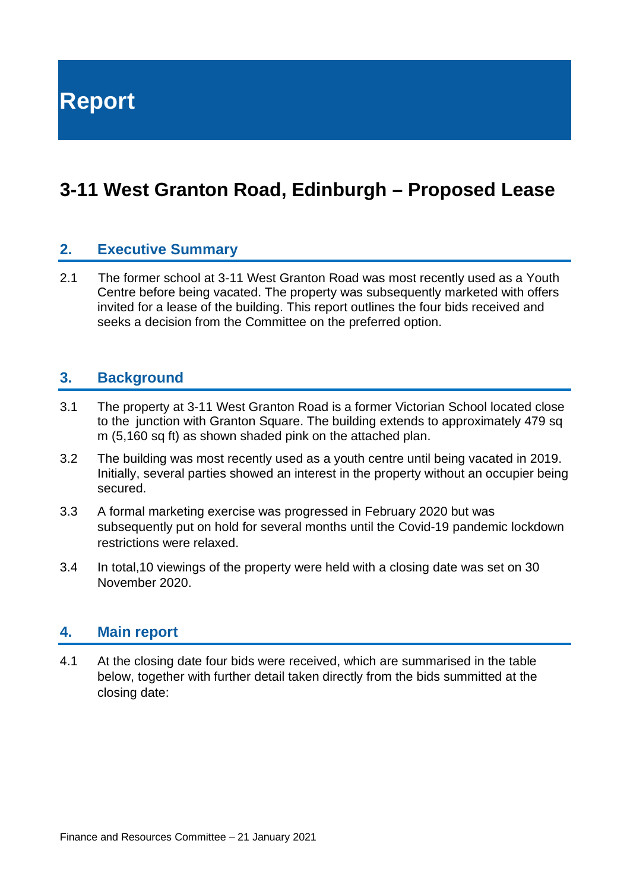# Report

# 3-11 West Granton Road, Edinburgh – Proposed Lease

## 2. Executive Summary

2.1 The former school at 3-11 West Granton Road was most recently used as a Youth Centre before being vacated. The property was subsequently marketed with offers invited for a lease of the building. This report outlines the four bids received and seeks a decision from the Committee on the preferred option.

## 3. Background

3.1 The property at 3-11 West Granton Road is a former Victorian School located close to the junction with Granton Square. The building extends to approximately 479 sq m (5,160 sq ft) as shown shaded pink on the attached plan.

3.2 The building was most recently used as a youth centre until being vacated in 2019. Initially, several parties showed an interest in the property without an occupier being secured.

3.3 A formal marketing exercise was progressed in February 2020 but was subsequently put on hold for several months until the Covid-19 pandemic lockdown restrictions were relaxed.

3.4 In total,10 viewings of the property were held with a closing date was set on 30 November 2020.

## 4. Main report

4.1 At the closing date four bids were received, which are summarised in the table below, together with further detail taken directly from the bids summitted at the closing date: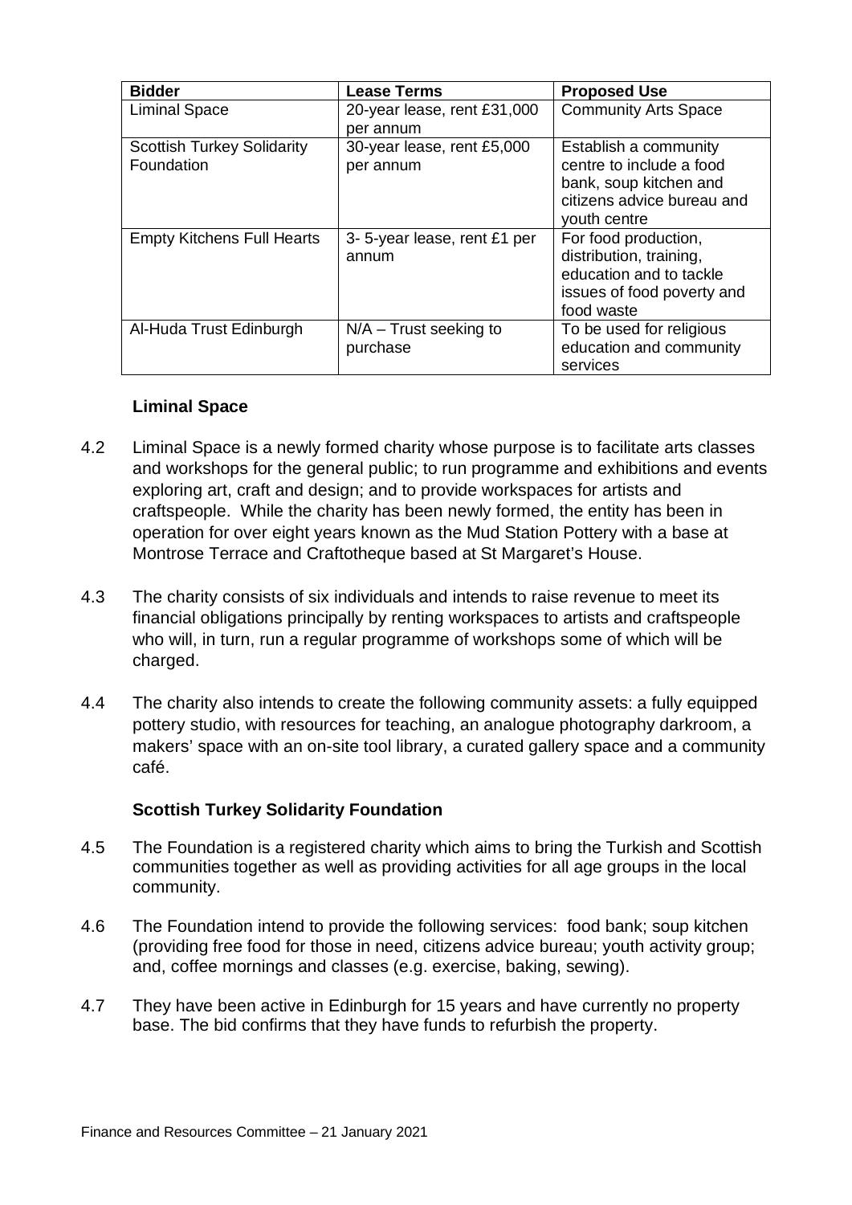| Bidder | Lease Terms | Proposed Use |
| --- | --- | --- |
| Liminal Space | 20-year lease, rent £31,000 per annum | Community Arts Space |
| Scottish Turkey Solidarity Foundation | 30-year lease, rent £5,000 per annum | Establish a community centre to include a food bank, soup kitchen and citizens advice bureau and youth centre |
| Empty Kitchens Full Hearts | 3- 5-year lease, rent £1 per annum | For food production, distribution, training, education and to tackle issues of food poverty and food waste |
| Al-Huda Trust Edinburgh | N/A – Trust seeking to purchase | To be used for religious education and community services |

**Liminal Space**

4.2 Liminal Space is a newly formed charity whose purpose is to facilitate arts classes and workshops for the general public; to run programme and exhibitions and events exploring art, craft and design; and to provide workspaces for artists and craftspeople. While the charity has been newly formed, the entity has been in operation for over eight years known as the Mud Station Pottery with a base at Montrose Terrace and Craftotheque based at St Margaret's House.

4.3 The charity consists of six individuals and intends to raise revenue to meet its financial obligations principally by renting workspaces to artists and craftspeople who will, in turn, run a regular programme of workshops some of which will be charged.

4.4 The charity also intends to create the following community assets: a fully equipped pottery studio, with resources for teaching, an analogue photography darkroom, a makers' space with an on-site tool library, a curated gallery space and a community café.

**Scottish Turkey Solidarity Foundation**

4.5 The Foundation is a registered charity which aims to bring the Turkish and Scottish communities together as well as providing activities for all age groups in the local community.

4.6 The Foundation intend to provide the following services: food bank; soup kitchen (providing free food for those in need, citizens advice bureau; youth activity group; and, coffee mornings and classes (e.g. exercise, baking, sewing).

4.7 They have been active in Edinburgh for 15 years and have currently no property base. The bid confirms that they have funds to refurbish the property.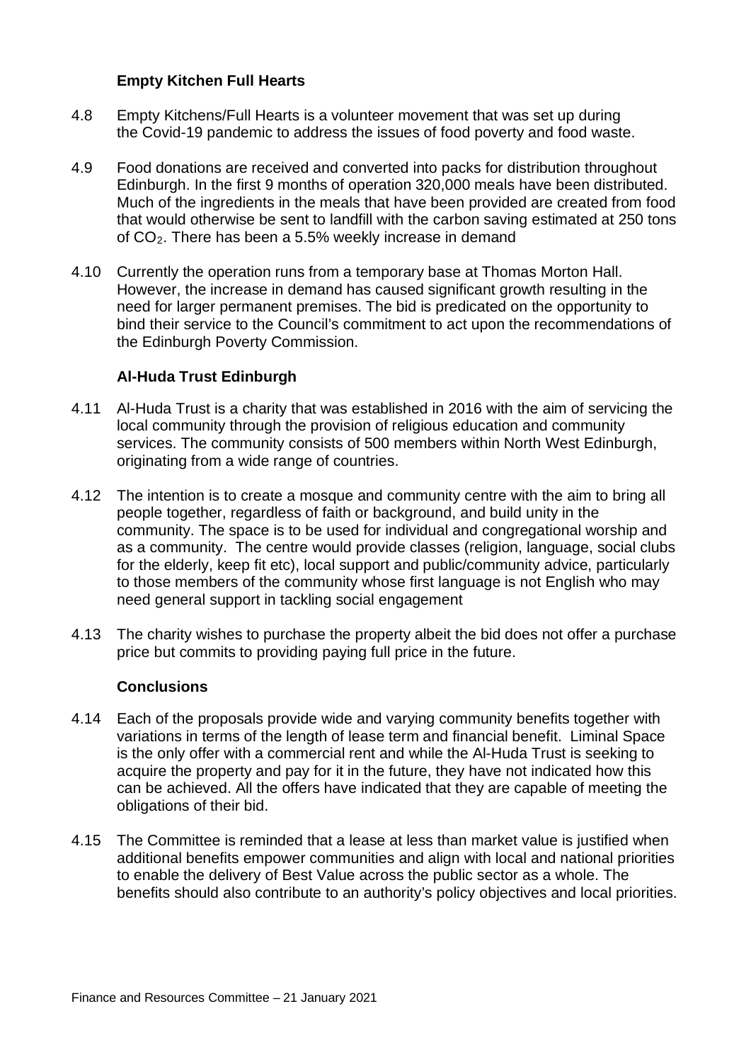### Empty Kitchen Full Hearts

4.8 Empty Kitchens/Full Hearts is a volunteer movement that was set up during the Covid-19 pandemic to address the issues of food poverty and food waste.

4.9 Food donations are received and converted into packs for distribution throughout Edinburgh. In the first 9 months of operation 320,000 meals have been distributed. Much of the ingredients in the meals that have been provided are created from food that would otherwise be sent to landfill with the carbon saving estimated at 250 tons of $CO_2$. There has been a 5.5% weekly increase in demand

4.10 Currently the operation runs from a temporary base at Thomas Morton Hall. However, the increase in demand has caused significant growth resulting in the need for larger permanent premises. The bid is predicated on the opportunity to bind their service to the Council's commitment to act upon the recommendations of the Edinburgh Poverty Commission.

### Al-Huda Trust Edinburgh

4.11 Al-Huda Trust is a charity that was established in 2016 with the aim of servicing the local community through the provision of religious education and community services. The community consists of 500 members within North West Edinburgh, originating from a wide range of countries.

4.12 The intention is to create a mosque and community centre with the aim to bring all people together, regardless of faith or background, and build unity in the community. The space is to be used for individual and congregational worship and as a community. The centre would provide classes (religion, language, social clubs for the elderly, keep fit etc), local support and public/community advice, particularly to those members of the community whose first language is not English who may need general support in tackling social engagement

4.13 The charity wishes to purchase the property albeit the bid does not offer a purchase price but commits to providing paying full price in the future.

### Conclusions

4.14 Each of the proposals provide wide and varying community benefits together with variations in terms of the length of lease term and financial benefit. Liminal Space is the only offer with a commercial rent and while the Al-Huda Trust is seeking to acquire the property and pay for it in the future, they have not indicated how this can be achieved. All the offers have indicated that they are capable of meeting the obligations of their bid.

4.15 The Committee is reminded that a lease at less than market value is justified when additional benefits empower communities and align with local and national priorities to enable the delivery of Best Value across the public sector as a whole. The benefits should also contribute to an authority's policy objectives and local priorities.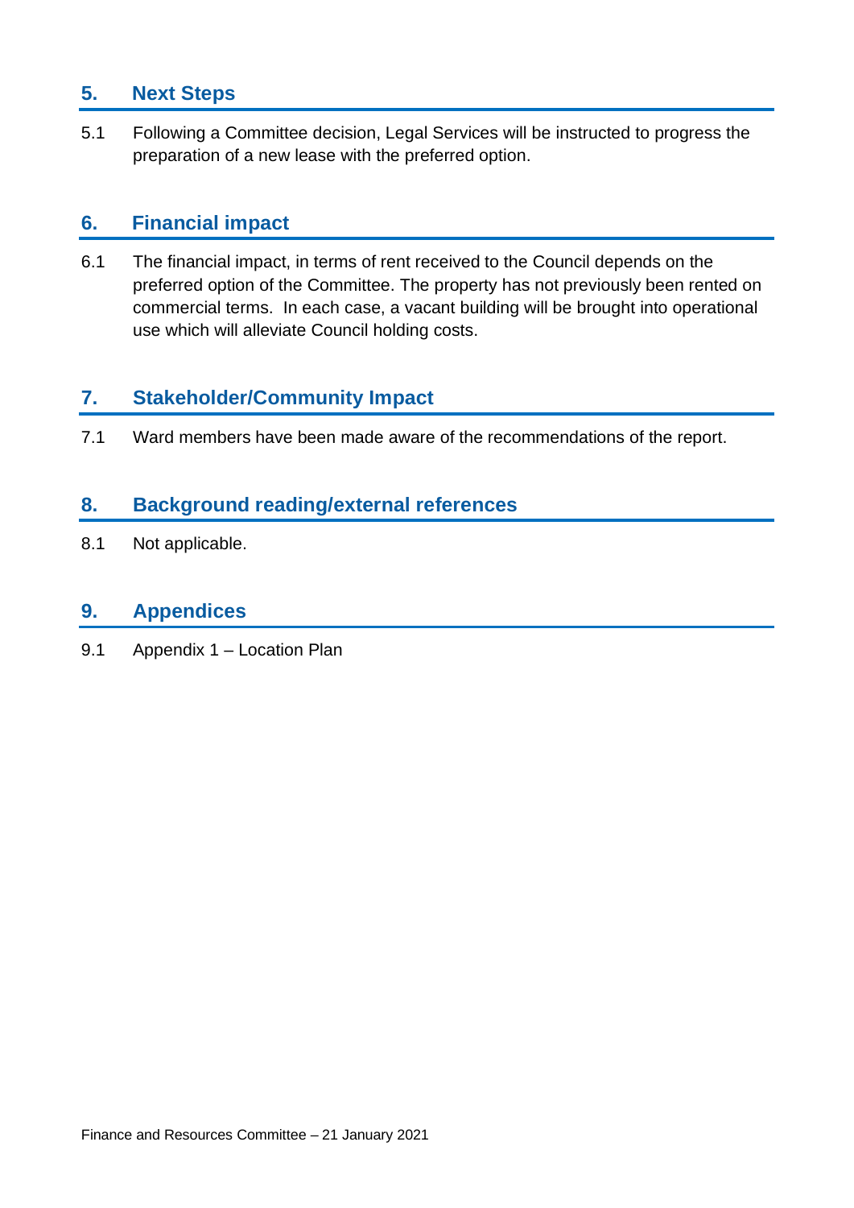## 5. Next Steps

5.1 Following a Committee decision, Legal Services will be instructed to progress the preparation of a new lease with the preferred option.

## 6. Financial impact

6.1 The financial impact, in terms of rent received to the Council depends on the preferred option of the Committee. The property has not previously been rented on commercial terms. In each case, a vacant building will be brought into operational use which will alleviate Council holding costs.

## 7. Stakeholder/Community Impact

7.1 Ward members have been made aware of the recommendations of the report.

## 8. Background reading/external references

8.1 Not applicable.

## 9. Appendices

9.1 Appendix 1 – Location Plan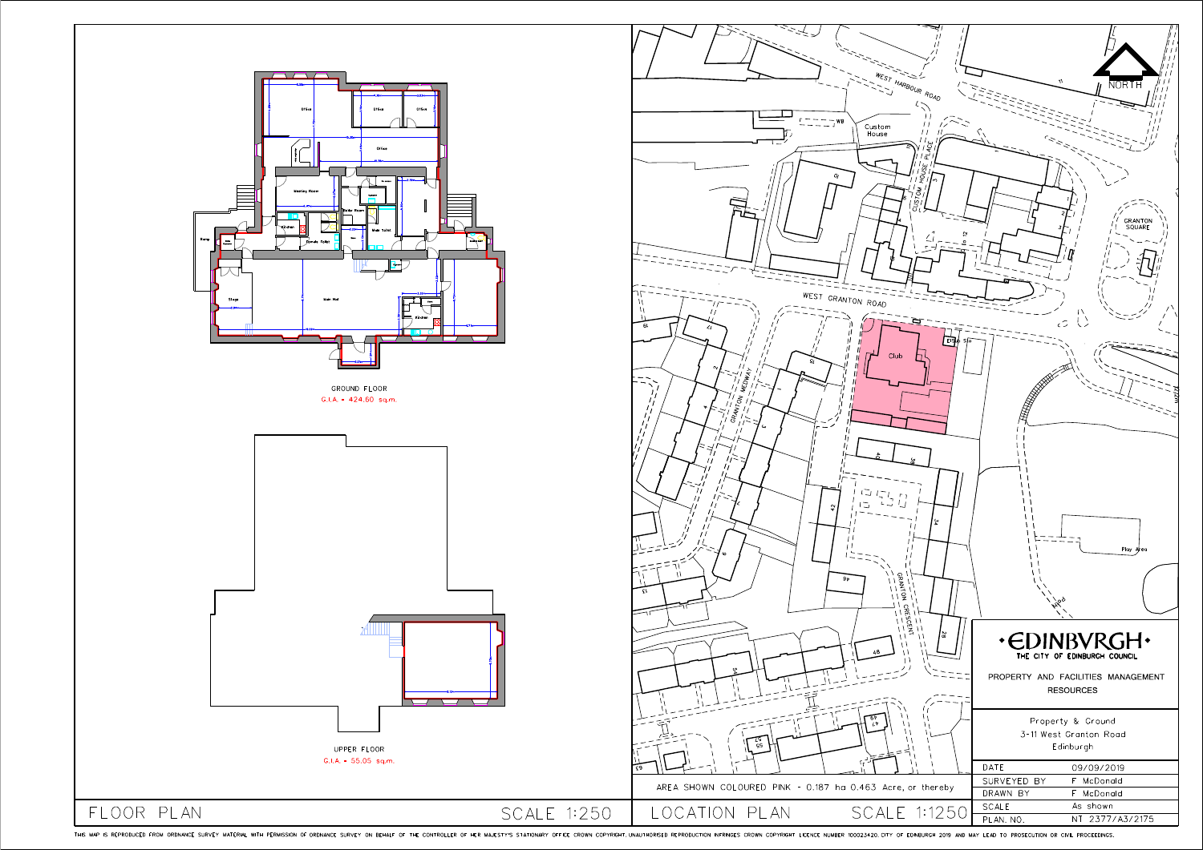GROUND FLOOR
G.I.A. = 424.60 sq.m.

UPPER FLOOR
G.I.A. = 55.05 sq.m.

FLOOR PLAN SCALE 1:250

AREA SHOWN COLOURED PINK - 0.187 ha 0.463 Acre, or thereby

LOCATION PLAN SCALE 1:1250

NORTH

·EDINBVRGH·
THE CITY OF EDINBURGH COUNCIL

PROPERTY AND FACILITIES MANAGEMENT
RESOURCES

Property & Ground
3-11 West Granton Road
Edinburgh

| | |
|---|---|
| DATE | 09/09/2019 |
| SURVEYED BY | F McDonald |
| DRAWN BY | F McDonald |
| SCALE | As shown |
| PLAN. NO. | NT 2377/A3/2175 |

THIS MAP IS REPRODUCED FROM ORDNANCE SURVEY MATERIAL WITH PERMISSION OF ORDNANCE SURVEY ON BEHALF OF THE CONTROLLER OF HER MAJESTY'S STATIONARY OFFICE CROWN COPYRIGHT. UNAUTHORISED REPRODUCTION INFRINGES CROWN COPYRIGHT LICENCE NUMBER 100023420. CITY OF EDINBURGH 2019 AND MAY LEAD TO PROSECUTION OR CIVIL PROCEEDINGS.